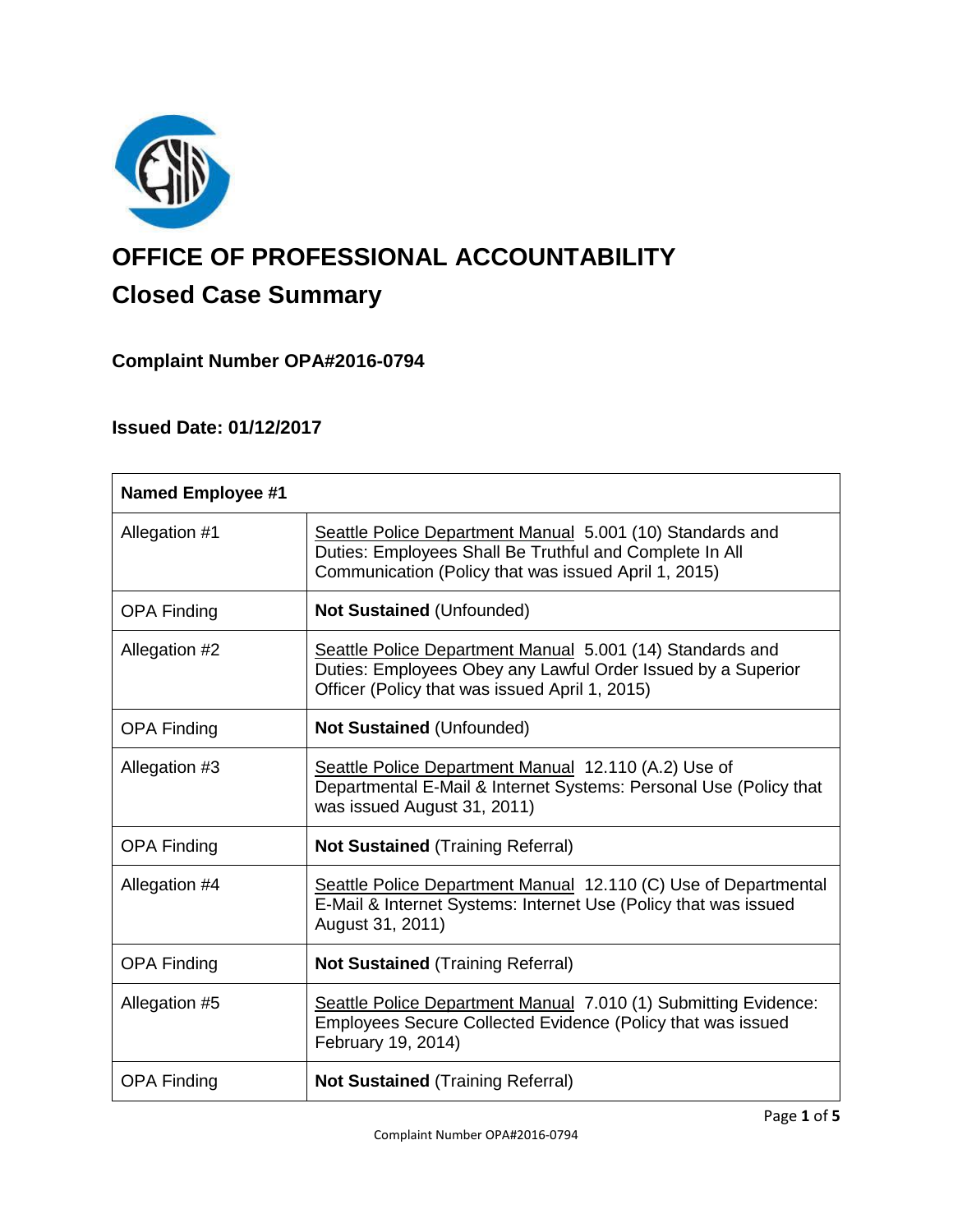# OFFICE OF PROFESSIONAL ACCOUNTABILITY

## Closed Case Summary

### Complaint Number OPA#2016-0794

### Issued Date: 01/12/2017

| Named Employee #1 | |
|---|---|
| Allegation #1 | Seattle Police Department Manual 5.001 (10) Standards and Duties: Employees Shall Be Truthful and Complete In All Communication (Policy that was issued April 1, 2015) |
| OPA Finding | **Not Sustained** (Unfounded) |
| Allegation #2 | Seattle Police Department Manual 5.001 (14) Standards and Duties: Employees Obey any Lawful Order Issued by a Superior Officer (Policy that was issued April 1, 2015) |
| OPA Finding | **Not Sustained** (Unfounded) |
| Allegation #3 | Seattle Police Department Manual 12.110 (A.2) Use of Departmental E-Mail & Internet Systems: Personal Use (Policy that was issued August 31, 2011) |
| OPA Finding | **Not Sustained** (Training Referral) |
| Allegation #4 | Seattle Police Department Manual 12.110 (C) Use of Departmental E-Mail & Internet Systems: Internet Use (Policy that was issued August 31, 2011) |
| OPA Finding | **Not Sustained** (Training Referral) |
| Allegation #5 | Seattle Police Department Manual 7.010 (1) Submitting Evidence: Employees Secure Collected Evidence (Policy that was issued February 19, 2014) |
| OPA Finding | **Not Sustained** (Training Referral) |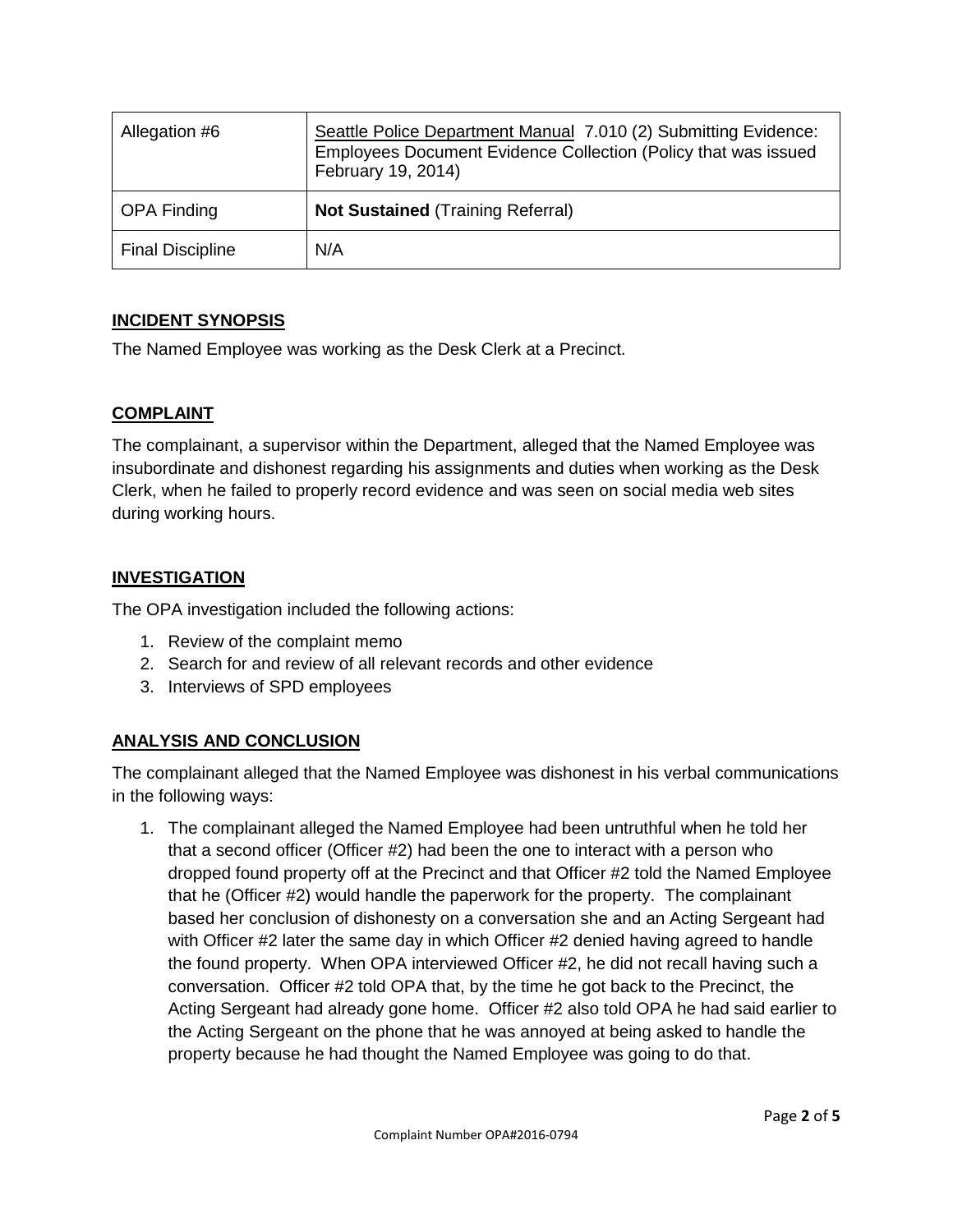| Allegation #6 | Seattle Police Department Manual 7.010 (2) Submitting Evidence: Employees Document Evidence Collection (Policy that was issued February 19, 2014) |
|---|---|
| OPA Finding | **Not Sustained** (Training Referral) |
| Final Discipline | N/A |

## INCIDENT SYNOPSIS

The Named Employee was working as the Desk Clerk at a Precinct.

## COMPLAINT

The complainant, a supervisor within the Department, alleged that the Named Employee was insubordinate and dishonest regarding his assignments and duties when working as the Desk Clerk, when he failed to properly record evidence and was seen on social media web sites during working hours.

## INVESTIGATION

The OPA investigation included the following actions:

1. Review of the complaint memo
2. Search for and review of all relevant records and other evidence
3. Interviews of SPD employees

## ANALYSIS AND CONCLUSION

The complainant alleged that the Named Employee was dishonest in his verbal communications in the following ways:

1. The complainant alleged the Named Employee had been untruthful when he told her that a second officer (Officer #2) had been the one to interact with a person who dropped found property off at the Precinct and that Officer #2 told the Named Employee that he (Officer #2) would handle the paperwork for the property. The complainant based her conclusion of dishonesty on a conversation she and an Acting Sergeant had with Officer #2 later the same day in which Officer #2 denied having agreed to handle the found property. When OPA interviewed Officer #2, he did not recall having such a conversation. Officer #2 told OPA that, by the time he got back to the Precinct, the Acting Sergeant had already gone home. Officer #2 also told OPA he had said earlier to the Acting Sergeant on the phone that he was annoyed at being asked to handle the property because he had thought the Named Employee was going to do that.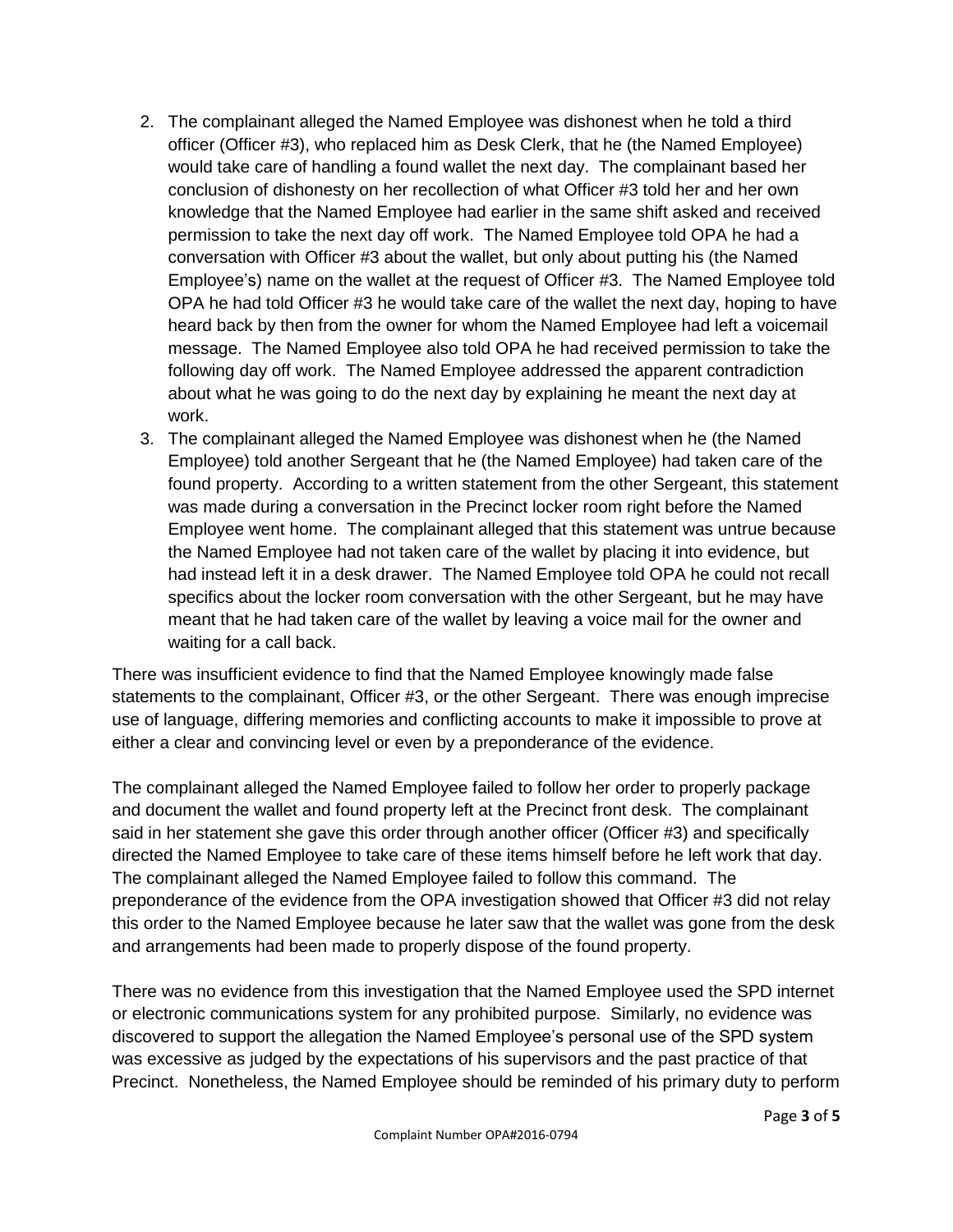2. The complainant alleged the Named Employee was dishonest when he told a third officer (Officer #3), who replaced him as Desk Clerk, that he (the Named Employee) would take care of handling a found wallet the next day. The complainant based her conclusion of dishonesty on her recollection of what Officer #3 told her and her own knowledge that the Named Employee had earlier in the same shift asked and received permission to take the next day off work. The Named Employee told OPA he had a conversation with Officer #3 about the wallet, but only about putting his (the Named Employee's) name on the wallet at the request of Officer #3. The Named Employee told OPA he had told Officer #3 he would take care of the wallet the next day, hoping to have heard back by then from the owner for whom the Named Employee had left a voicemail message. The Named Employee also told OPA he had received permission to take the following day off work. The Named Employee addressed the apparent contradiction about what he was going to do the next day by explaining he meant the next day at work.
3. The complainant alleged the Named Employee was dishonest when he (the Named Employee) told another Sergeant that he (the Named Employee) had taken care of the found property. According to a written statement from the other Sergeant, this statement was made during a conversation in the Precinct locker room right before the Named Employee went home. The complainant alleged that this statement was untrue because the Named Employee had not taken care of the wallet by placing it into evidence, but had instead left it in a desk drawer. The Named Employee told OPA he could not recall specifics about the locker room conversation with the other Sergeant, but he may have meant that he had taken care of the wallet by leaving a voice mail for the owner and waiting for a call back.

There was insufficient evidence to find that the Named Employee knowingly made false statements to the complainant, Officer #3, or the other Sergeant. There was enough imprecise use of language, differing memories and conflicting accounts to make it impossible to prove at either a clear and convincing level or even by a preponderance of the evidence.

The complainant alleged the Named Employee failed to follow her order to properly package and document the wallet and found property left at the Precinct front desk. The complainant said in her statement she gave this order through another officer (Officer #3) and specifically directed the Named Employee to take care of these items himself before he left work that day. The complainant alleged the Named Employee failed to follow this command. The preponderance of the evidence from the OPA investigation showed that Officer #3 did not relay this order to the Named Employee because he later saw that the wallet was gone from the desk and arrangements had been made to properly dispose of the found property.

There was no evidence from this investigation that the Named Employee used the SPD internet or electronic communications system for any prohibited purpose. Similarly, no evidence was discovered to support the allegation the Named Employee's personal use of the SPD system was excessive as judged by the expectations of his supervisors and the past practice of that Precinct. Nonetheless, the Named Employee should be reminded of his primary duty to perform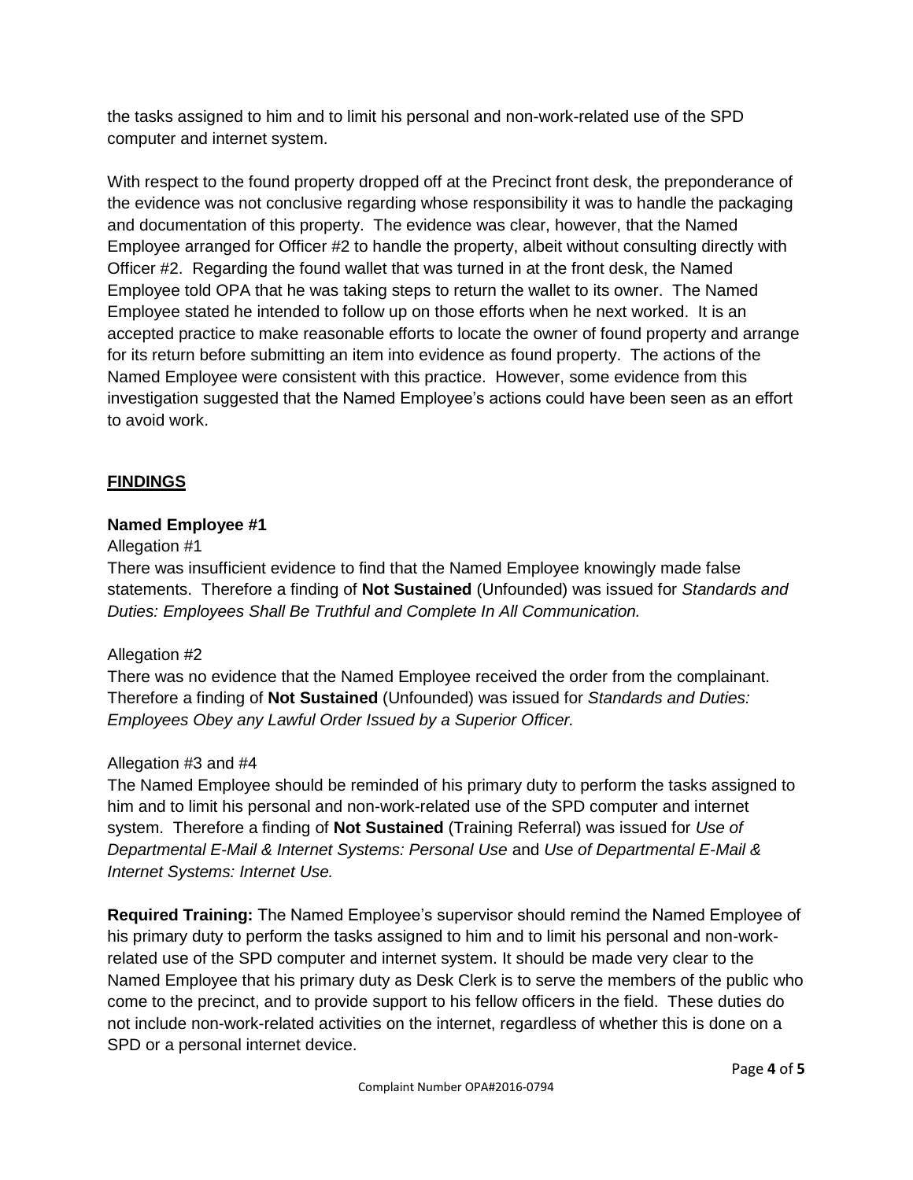the tasks assigned to him and to limit his personal and non-work-related use of the SPD computer and internet system.

With respect to the found property dropped off at the Precinct front desk, the preponderance of the evidence was not conclusive regarding whose responsibility it was to handle the packaging and documentation of this property. The evidence was clear, however, that the Named Employee arranged for Officer #2 to handle the property, albeit without consulting directly with Officer #2. Regarding the found wallet that was turned in at the front desk, the Named Employee told OPA that he was taking steps to return the wallet to its owner. The Named Employee stated he intended to follow up on those efforts when he next worked. It is an accepted practice to make reasonable efforts to locate the owner of found property and arrange for its return before submitting an item into evidence as found property. The actions of the Named Employee were consistent with this practice. However, some evidence from this investigation suggested that the Named Employee's actions could have been seen as an effort to avoid work.

## FINDINGS

### Named Employee #1

Allegation #1

There was insufficient evidence to find that the Named Employee knowingly made false statements. Therefore a finding of **Not Sustained** (Unfounded) was issued for *Standards and Duties: Employees Shall Be Truthful and Complete In All Communication.*

Allegation #2

There was no evidence that the Named Employee received the order from the complainant. Therefore a finding of **Not Sustained** (Unfounded) was issued for *Standards and Duties: Employees Obey any Lawful Order Issued by a Superior Officer.*

Allegation #3 and #4

The Named Employee should be reminded of his primary duty to perform the tasks assigned to him and to limit his personal and non-work-related use of the SPD computer and internet system. Therefore a finding of **Not Sustained** (Training Referral) was issued for *Use of Departmental E-Mail & Internet Systems: Personal Use* and *Use of Departmental E-Mail & Internet Systems: Internet Use.*

**Required Training:** The Named Employee's supervisor should remind the Named Employee of his primary duty to perform the tasks assigned to him and to limit his personal and non-work-related use of the SPD computer and internet system. It should be made very clear to the Named Employee that his primary duty as Desk Clerk is to serve the members of the public who come to the precinct, and to provide support to his fellow officers in the field. These duties do not include non-work-related activities on the internet, regardless of whether this is done on a SPD or a personal internet device.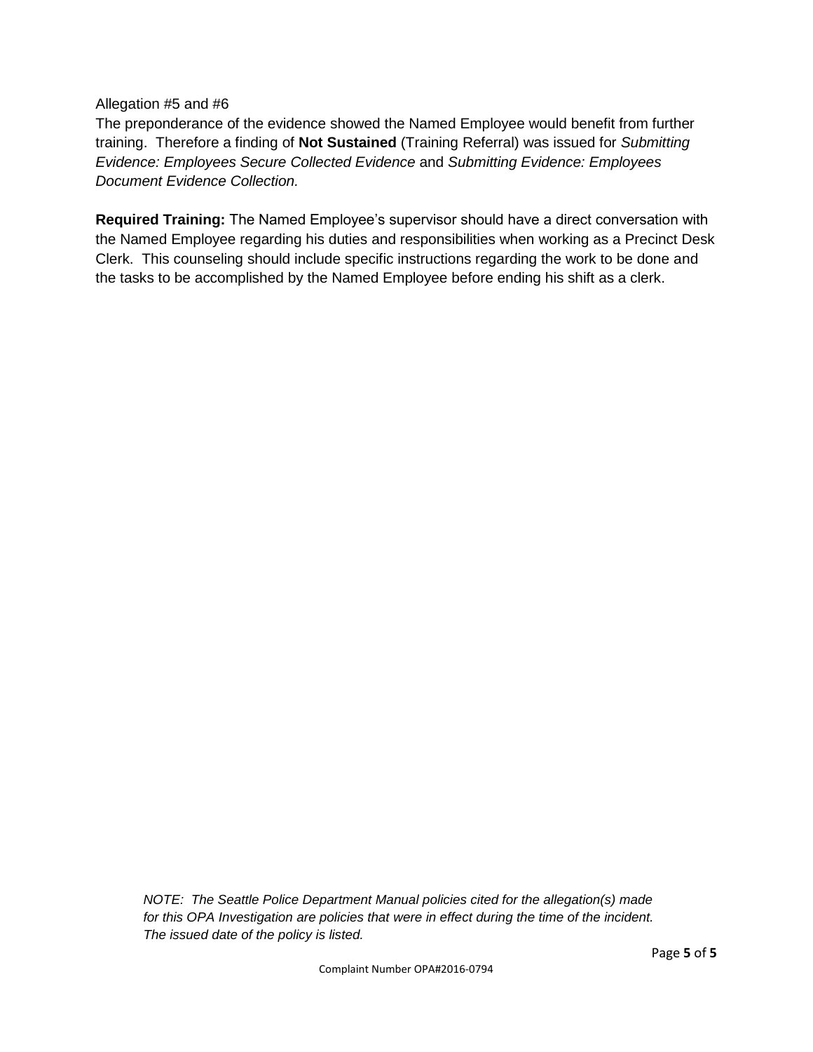Allegation #5 and #6

The preponderance of the evidence showed the Named Employee would benefit from further training. Therefore a finding of **Not Sustained** (Training Referral) was issued for *Submitting Evidence: Employees Secure Collected Evidence* and *Submitting Evidence: Employees Document Evidence Collection.*

**Required Training:** The Named Employee's supervisor should have a direct conversation with the Named Employee regarding his duties and responsibilities when working as a Precinct Desk Clerk. This counseling should include specific instructions regarding the work to be done and the tasks to be accomplished by the Named Employee before ending his shift as a clerk.

*NOTE: The Seattle Police Department Manual policies cited for the allegation(s) made for this OPA Investigation are policies that were in effect during the time of the incident. The issued date of the policy is listed.*

Complaint Number OPA#2016-0794